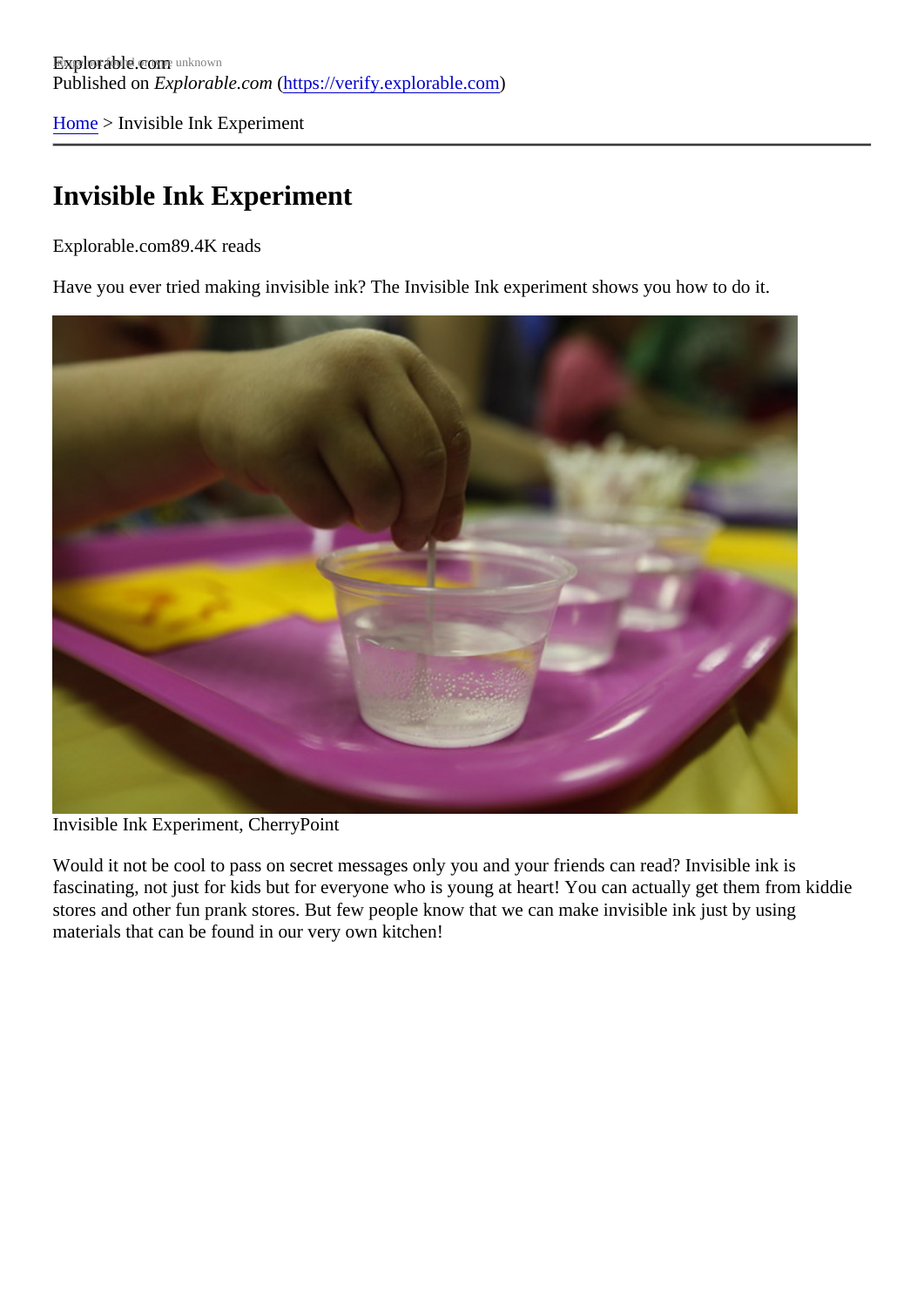Explorable.com
Published on *Explorable.com* (https://verify.explorable.com)

Home > Invisible Ink Experiment

# Invisible Ink Experiment

Explorable.com89.4K reads

Have you ever tried making invisible ink? The Invisible Ink experiment shows you how to do it.

Invisible Ink Experiment, CherryPoint

Would it not be cool to pass on secret messages only you and your friends can read? Invisible ink is fascinating, not just for kids but for everyone who is young at heart! You can actually get them from kiddie stores and other fun prank stores. But few people know that we can make invisible ink just by using materials that can be found in our very own kitchen!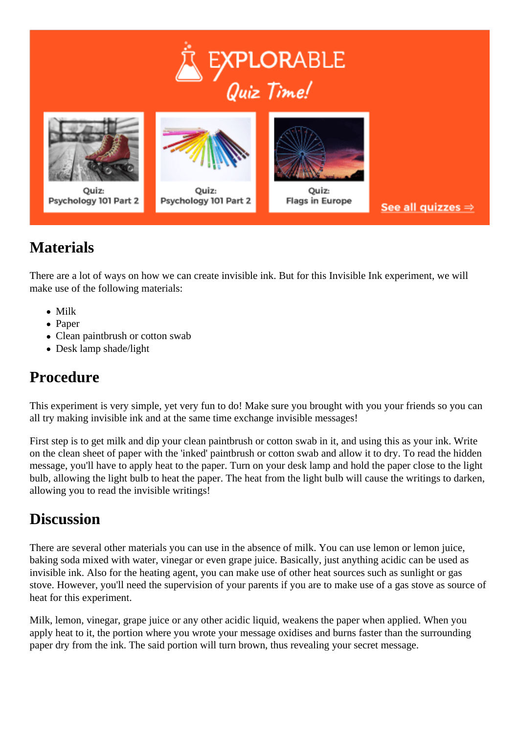## Materials

There are a lot of ways on how we can create invisible ink. But for this Invisible Ink experiment, we will make use of the following materials:

- Milk
- Paper
- Clean paintbrush or cotton swab
- Desk lamp shade/light

## Procedure

This experiment is very simple, yet very fun to do! Make sure you brought with you your friends so you can all try making invisible ink and at the same time exchange invisible messages!

First step is to get milk and dip your clean paintbrush or cotton swab in it, and using this as your ink. Write on the clean sheet of paper with the 'inked' paintbrush or cotton swab and allow it to dry. To read the hidden message, you'll have to apply heat to the paper. Turn on your desk lamp and hold the paper close to the light bulb, allowing the light bulb to heat the paper. The heat from the light bulb will cause the writings to darken, allowing you to read the invisible writings!

## Discussion

There are several other materials you can use in the absence of milk. You can use lemon or lemon juice, baking soda mixed with water, vinegar or even grape juice. Basically, just anything acidic can be used as invisible ink. Also for the heating agent, you can make use of other heat sources such as sunlight or gas stove. However, you'll need the supervision of your parents if you are to make use of a gas stove as source of heat for this experiment.

Milk, lemon, vinegar, grape juice or any other acidic liquid, weakens the paper when applied. When you apply heat to it, the portion where you wrote your message oxidises and burns faster than the surrounding paper dry from the ink. The said portion will turn brown, thus revealing your secret message.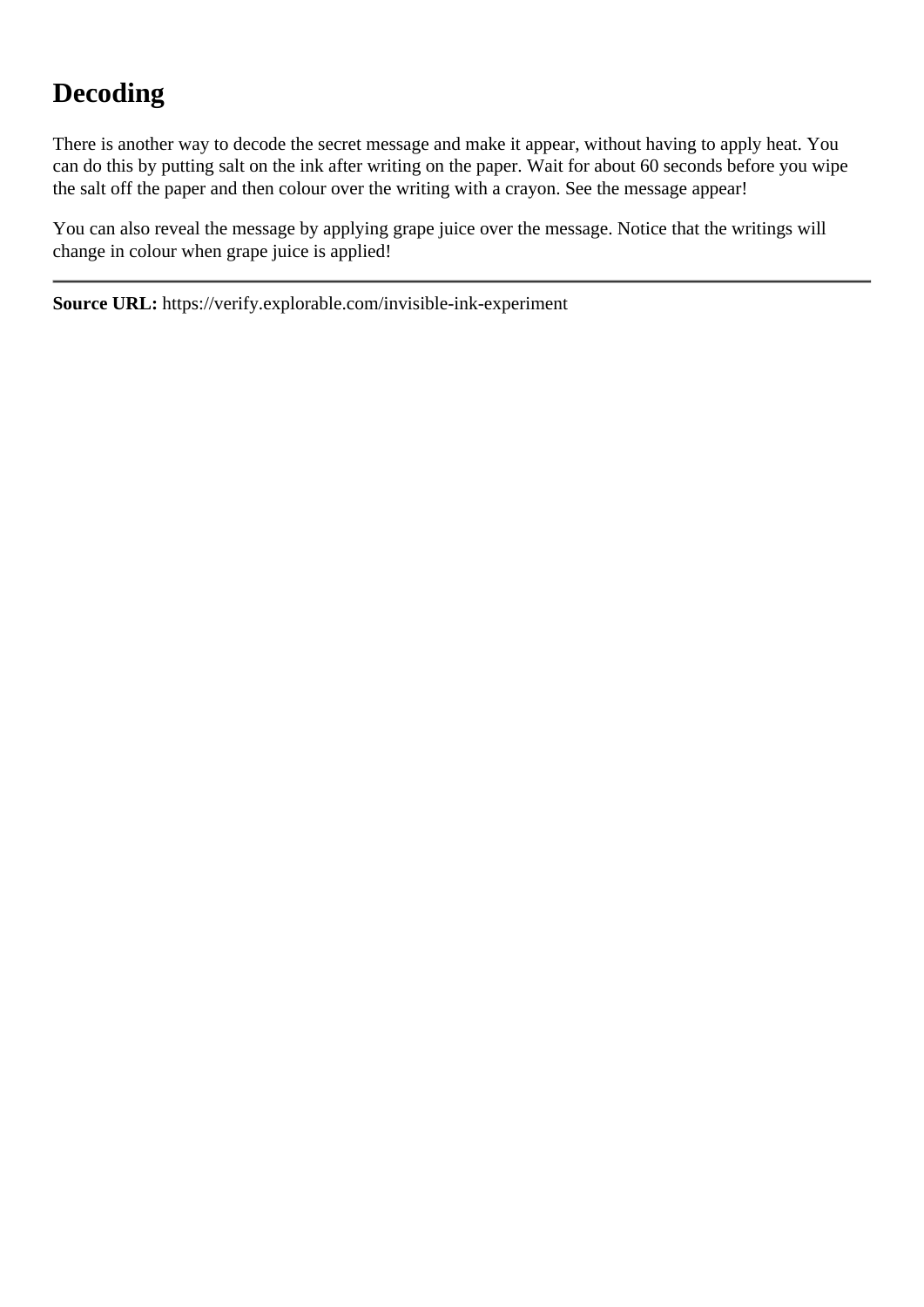## Decoding

There is another way to decode the secret message and make it appear, without having to apply heat. You can do this by putting salt on the ink after writing on the paper. Wait for about 60 seconds before you wipe the salt off the paper and then colour over the writing with a crayon. See the message appear!

You can also reveal the message by applying grape juice over the message. Notice that the writings will change in colour when grape juice is applied!

---

**Source URL:** https://verify.explorable.com/invisible-ink-experiment